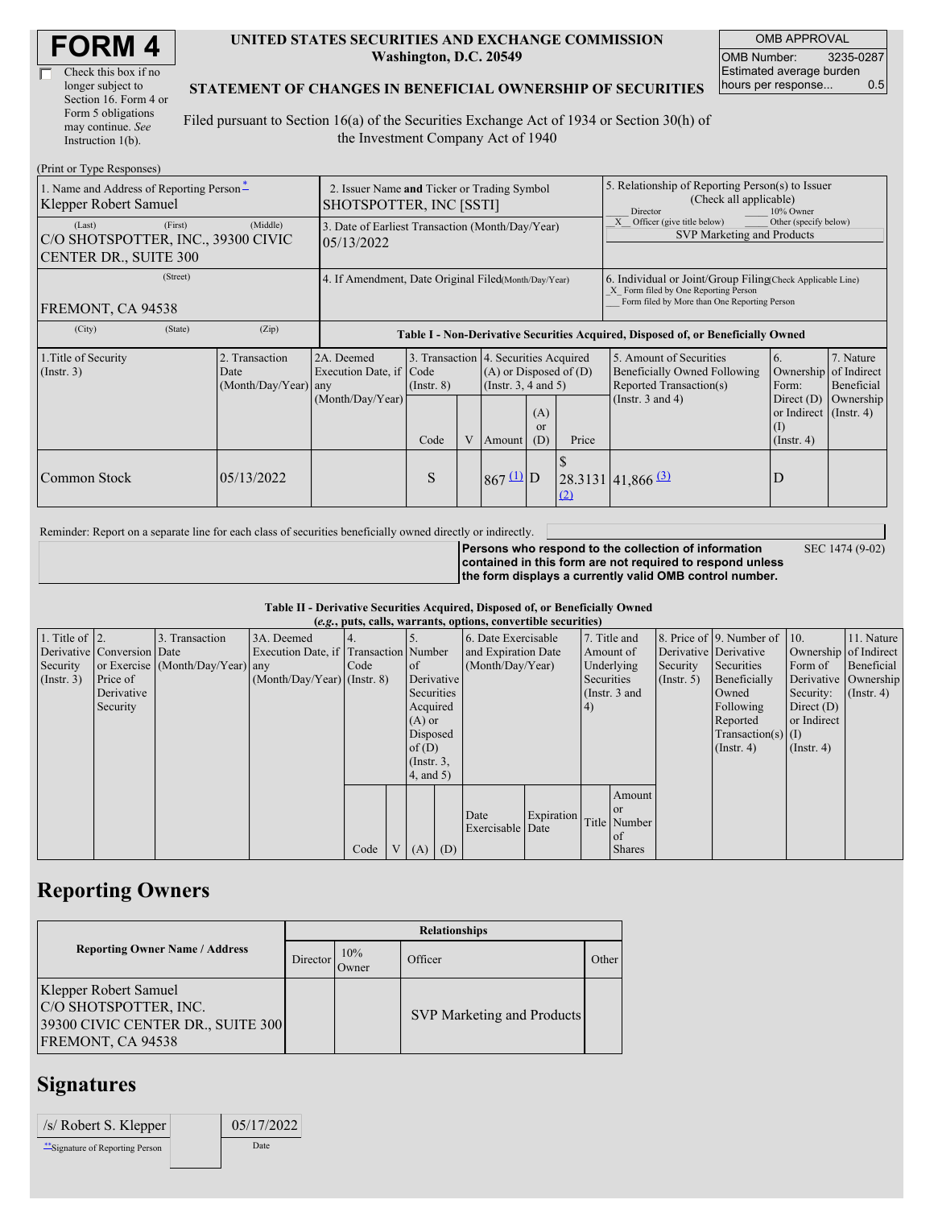# FORM 4

☐ Check this box if no longer subject to Section 16. Form 4 or Form 5 obligations may continue. *See* Instruction 1(b).

**UNITED STATES SECURITIES AND EXCHANGE COMMISSION**
**Washington, D.C. 20549**

**STATEMENT OF CHANGES IN BENEFICIAL OWNERSHIP OF SECURITIES**

Filed pursuant to Section 16(a) of the Securities Exchange Act of 1934 or Section 30(h) of the Investment Company Act of 1940

| OMB APPROVAL | |
|---|---|
| OMB Number: | 3235-0287 |
| Estimated average burden hours per response... | 0.5 |

(Print or Type Responses)

| 1. Name and Address of Reporting Person * | 2. Issuer Name and Ticker or Trading Symbol | 5. Relationship of Reporting Person(s) to Issuer (Check all applicable) |
|---|---|---|
| Klepper Robert Samuel | SHOTSPOTTER, INC [SSTI] | ___ Director ___ 10% Owner<br>_X_ Officer (give title below) ___ Other (specify below)<br>SVP Marketing and Products |
| (Last) (First) (Middle)<br>C/O SHOTSPOTTER, INC., 39300 CIVIC CENTER DR., SUITE 300 | 3. Date of Earliest Transaction (Month/Day/Year)<br>05/13/2022 | |
| (Street)<br>FREMONT, CA 94538 | 4. If Amendment, Date Original Filed (Month/Day/Year) | 6. Individual or Joint/Group Filing (Check Applicable Line)<br>_X_ Form filed by One Reporting Person<br>___ Form filed by More than One Reporting Person |
| (City) (State) (Zip) | | |

**Table I - Non-Derivative Securities Acquired, Disposed of, or Beneficially Owned**

| 1.Title of Security (Instr. 3) | 2. Transaction Date (Month/Day/Year) | 2A. Deemed Execution Date, if any (Month/Day/Year) | 3. Transaction Code (Instr. 8) | | 4. Securities Acquired (A) or Disposed of (D) (Instr. 3, 4 and 5) | | | 5. Amount of Securities Beneficially Owned Following Reported Transaction(s) (Instr. 3 and 4) | 6. Ownership Form: Direct (D) or Indirect (I) (Instr. 4) | 7. Nature of Indirect Beneficial Ownership (Instr. 4) |
|---|---|---|---|---|---|---|---|---|---|---|
| | | | Code | V | Amount | (A) or (D) | Price | | | |
| Common Stock | 05/13/2022 | | S | | 867 [(1)](#) | D | $ 28.3131 [(2)](#) | 41,866 [(3)](#) | D | |

Reminder: Report on a separate line for each class of securities beneficially owned directly or indirectly.

**Persons who respond to the collection of information contained in this form are not required to respond unless the form displays a currently valid OMB control number.** SEC 1474 (9-02)

**Table II - Derivative Securities Acquired, Disposed of, or Beneficially Owned**
**(*e.g.*, puts, calls, warrants, options, convertible securities)**

| 1. Title of Derivative Security (Instr. 3) | 2. Conversion or Exercise Price of Derivative Security | 3. Transaction Date (Month/Day/Year) | 3A. Deemed Execution Date, if any (Month/Day/Year) | 4. Transaction Code (Instr. 8) | | 5. Number of Derivative Securities Acquired (A) or Disposed of (D) (Instr. 3, 4, and 5) | | 6. Date Exercisable and Expiration Date (Month/Day/Year) | | 7. Title and Amount of Underlying Securities (Instr. 3 and 4) | | 8. Price of Derivative Security (Instr. 5) | 9. Number of Derivative Securities Beneficially Owned Following Reported Transaction(s) (Instr. 4) | 10. Ownership Form of Derivative Security: Direct (D) or Indirect (I) (Instr. 4) | 11. Nature of Indirect Beneficial Ownership (Instr. 4) |
|---|---|---|---|---|---|---|---|---|---|---|---|---|---|---|---|
| | | | | Code | V | (A) | (D) | Date Exercisable | Expiration Date | Title | Amount or Number of Shares | | | | |

## Reporting Owners

| Reporting Owner Name / Address | Relationships | | | |
|---|---|---|---|---|
| | Director | 10% Owner | Officer | Other |
| Klepper Robert Samuel<br>C/O SHOTSPOTTER, INC.<br>39300 CIVIC CENTER DR., SUITE 300<br>FREMONT, CA 94538 | | | SVP Marketing and Products | |

## Signatures

| /s/ Robert S. Klepper | 05/17/2022 |
|---|---|
| **Signature of Reporting Person | Date |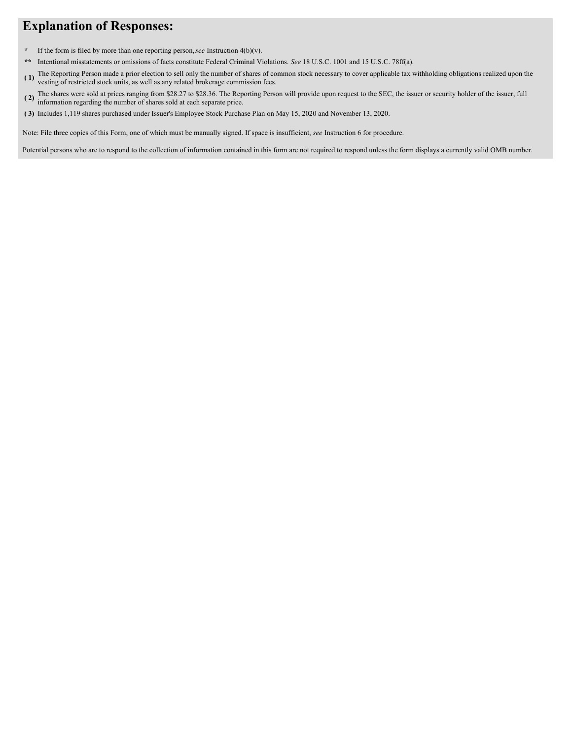## Explanation of Responses:

- \* If the form is filed by more than one reporting person, *see* Instruction 4(b)(v).
- \*\* Intentional misstatements or omissions of facts constitute Federal Criminal Violations. *See* 18 U.S.C. 1001 and 15 U.S.C. 78ff(a).
- **( 1)** The Reporting Person made a prior election to sell only the number of shares of common stock necessary to cover applicable tax withholding obligations realized upon the vesting of restricted stock units, as well as any related brokerage commission fees.
- **( 2)** The shares were sold at prices ranging from $28.27 to $28.36. The Reporting Person will provide upon request to the SEC, the issuer or security holder of the issuer, full information regarding the number of shares sold at each separate price.
- **( 3)** Includes 1,119 shares purchased under Issuer's Employee Stock Purchase Plan on May 15, 2020 and November 13, 2020.

Note: File three copies of this Form, one of which must be manually signed. If space is insufficient, *see* Instruction 6 for procedure.

Potential persons who are to respond to the collection of information contained in this form are not required to respond unless the form displays a currently valid OMB number.